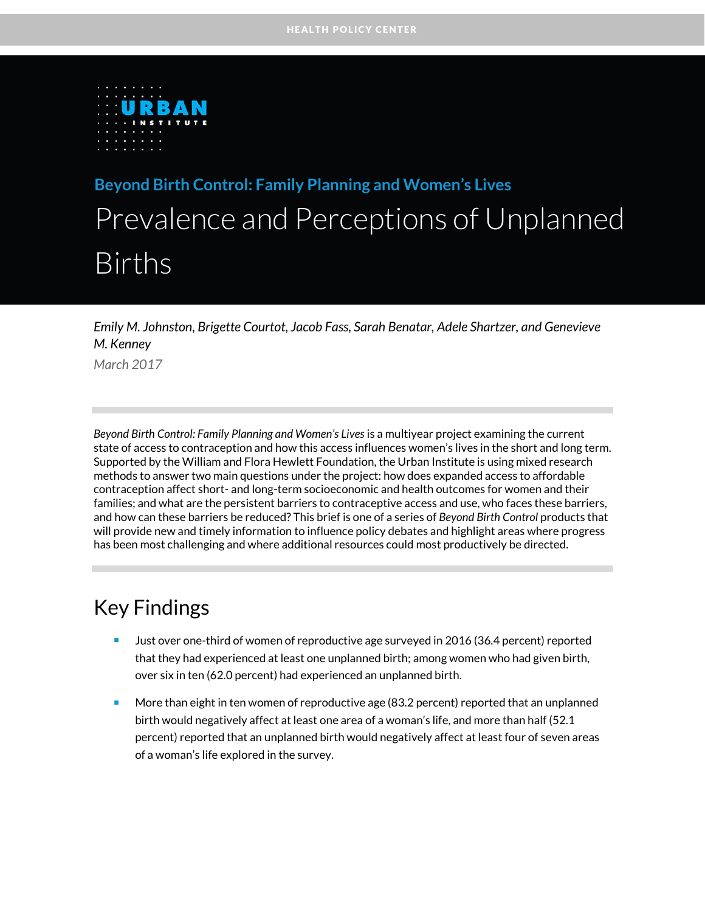HEALTH POLICY CENTER

URBAN INSTITUTE

**Beyond Birth Control: Family Planning and Women's Lives**

# Prevalence and Perceptions of Unplanned Births

*Emily M. Johnston, Brigette Courtot, Jacob Fass, Sarah Benatar, Adele Shartzer, and Genevieve M. Kenney*

March 2017

*Beyond Birth Control: Family Planning and Women's Lives* is a multiyear project examining the current state of access to contraception and how this access influences women's lives in the short and long term. Supported by the William and Flora Hewlett Foundation, the Urban Institute is using mixed research methods to answer two main questions under the project: how does expanded access to affordable contraception affect short- and long-term socioeconomic and health outcomes for women and their families; and what are the persistent barriers to contraceptive access and use, who faces these barriers, and how can these barriers be reduced? This brief is one of a series of *Beyond Birth Control* products that will provide new and timely information to influence policy debates and highlight areas where progress has been most challenging and where additional resources could most productively be directed.

## Key Findings

- Just over one-third of women of reproductive age surveyed in 2016 (36.4 percent) reported that they had experienced at least one unplanned birth; among women who had given birth, over six in ten (62.0 percent) had experienced an unplanned birth.
- More than eight in ten women of reproductive age (83.2 percent) reported that an unplanned birth would negatively affect at least one area of a woman's life, and more than half (52.1 percent) reported that an unplanned birth would negatively affect at least four of seven areas of a woman's life explored in the survey.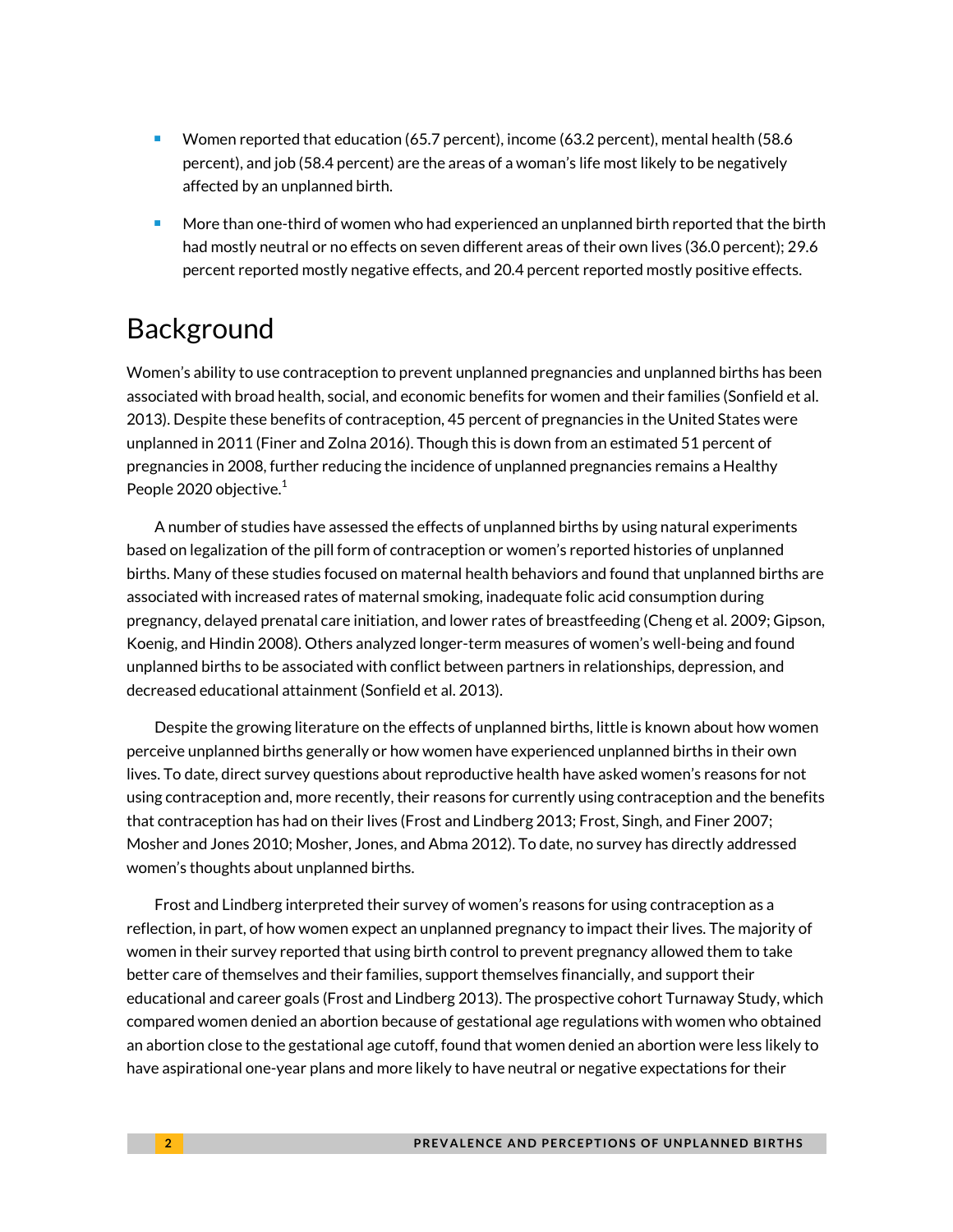- Women reported that education (65.7 percent), income (63.2 percent), mental health (58.6 percent), and job (58.4 percent) are the areas of a woman's life most likely to be negatively affected by an unplanned birth.
- More than one-third of women who had experienced an unplanned birth reported that the birth had mostly neutral or no effects on seven different areas of their own lives (36.0 percent); 29.6 percent reported mostly negative effects, and 20.4 percent reported mostly positive effects.

# Background

Women's ability to use contraception to prevent unplanned pregnancies and unplanned births has been associated with broad health, social, and economic benefits for women and their families (Sonfield et al. 2013). Despite these benefits of contraception, 45 percent of pregnancies in the United States were unplanned in 2011 (Finer and Zolna 2016). Though this is down from an estimated 51 percent of pregnancies in 2008, further reducing the incidence of unplanned pregnancies remains a Healthy People 2020 objective.[1]

A number of studies have assessed the effects of unplanned births by using natural experiments based on legalization of the pill form of contraception or women's reported histories of unplanned births. Many of these studies focused on maternal health behaviors and found that unplanned births are associated with increased rates of maternal smoking, inadequate folic acid consumption during pregnancy, delayed prenatal care initiation, and lower rates of breastfeeding (Cheng et al. 2009; Gipson, Koenig, and Hindin 2008). Others analyzed longer-term measures of women's well-being and found unplanned births to be associated with conflict between partners in relationships, depression, and decreased educational attainment (Sonfield et al. 2013).

Despite the growing literature on the effects of unplanned births, little is known about how women perceive unplanned births generally or how women have experienced unplanned births in their own lives. To date, direct survey questions about reproductive health have asked women's reasons for not using contraception and, more recently, their reasons for currently using contraception and the benefits that contraception has had on their lives (Frost and Lindberg 2013; Frost, Singh, and Finer 2007; Mosher and Jones 2010; Mosher, Jones, and Abma 2012). To date, no survey has directly addressed women's thoughts about unplanned births.

Frost and Lindberg interpreted their survey of women's reasons for using contraception as a reflection, in part, of how women expect an unplanned pregnancy to impact their lives. The majority of women in their survey reported that using birth control to prevent pregnancy allowed them to take better care of themselves and their families, support themselves financially, and support their educational and career goals (Frost and Lindberg 2013). The prospective cohort Turnaway Study, which compared women denied an abortion because of gestational age regulations with women who obtained an abortion close to the gestational age cutoff, found that women denied an abortion were less likely to have aspirational one-year plans and more likely to have neutral or negative expectations for their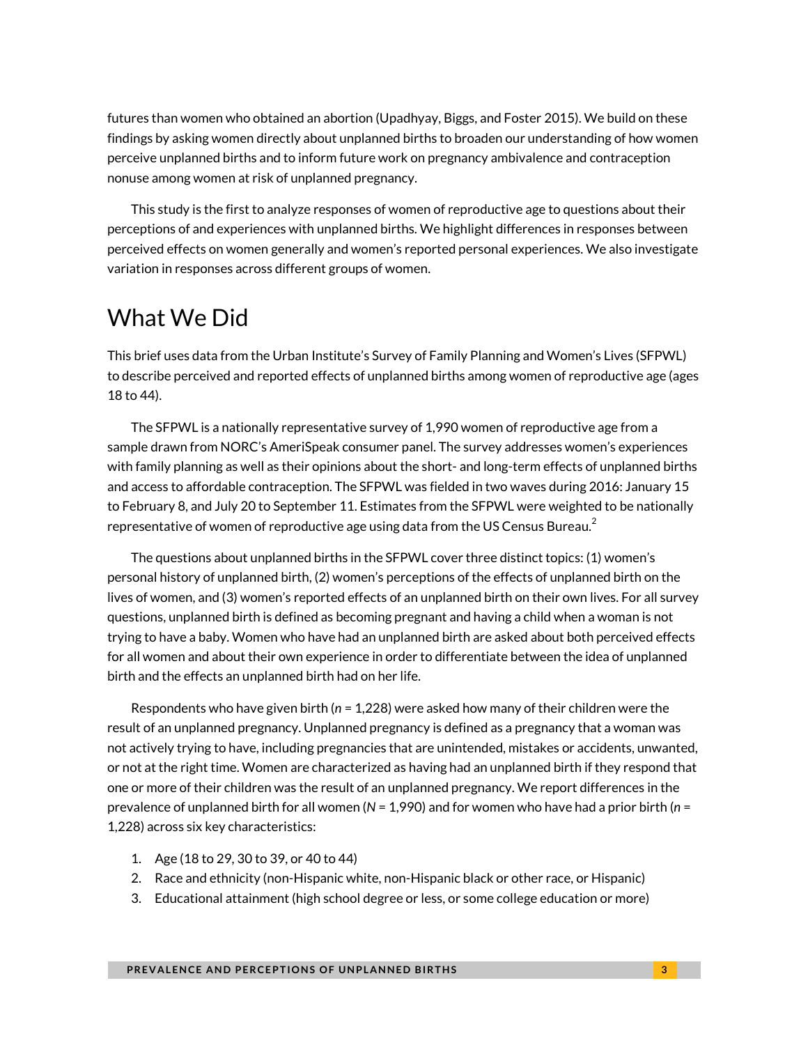futures than women who obtained an abortion (Upadhyay, Biggs, and Foster 2015). We build on these findings by asking women directly about unplanned births to broaden our understanding of how women perceive unplanned births and to inform future work on pregnancy ambivalence and contraception nonuse among women at risk of unplanned pregnancy.

This study is the first to analyze responses of women of reproductive age to questions about their perceptions of and experiences with unplanned births. We highlight differences in responses between perceived effects on women generally and women's reported personal experiences. We also investigate variation in responses across different groups of women.

## What We Did

This brief uses data from the Urban Institute's Survey of Family Planning and Women's Lives (SFPWL) to describe perceived and reported effects of unplanned births among women of reproductive age (ages 18 to 44).

The SFPWL is a nationally representative survey of 1,990 women of reproductive age from a sample drawn from NORC's AmeriSpeak consumer panel. The survey addresses women's experiences with family planning as well as their opinions about the short- and long-term effects of unplanned births and access to affordable contraception. The SFPWL was fielded in two waves during 2016: January 15 to February 8, and July 20 to September 11. Estimates from the SFPWL were weighted to be nationally representative of women of reproductive age using data from the US Census Bureau.[2]

The questions about unplanned births in the SFPWL cover three distinct topics: (1) women's personal history of unplanned birth, (2) women's perceptions of the effects of unplanned birth on the lives of women, and (3) women's reported effects of an unplanned birth on their own lives. For all survey questions, unplanned birth is defined as becoming pregnant and having a child when a woman is not trying to have a baby. Women who have had an unplanned birth are asked about both perceived effects for all women and about their own experience in order to differentiate between the idea of unplanned birth and the effects an unplanned birth had on her life.

Respondents who have given birth ($n$ = 1,228) were asked how many of their children were the result of an unplanned pregnancy. Unplanned pregnancy is defined as a pregnancy that a woman was not actively trying to have, including pregnancies that are unintended, mistakes or accidents, unwanted, or not at the right time. Women are characterized as having had an unplanned birth if they respond that one or more of their children was the result of an unplanned pregnancy. We report differences in the prevalence of unplanned birth for all women ($N$ = 1,990) and for women who have had a prior birth ($n$ = 1,228) across six key characteristics:

1. Age (18 to 29, 30 to 39, or 40 to 44)
2. Race and ethnicity (non-Hispanic white, non-Hispanic black or other race, or Hispanic)
3. Educational attainment (high school degree or less, or some college education or more)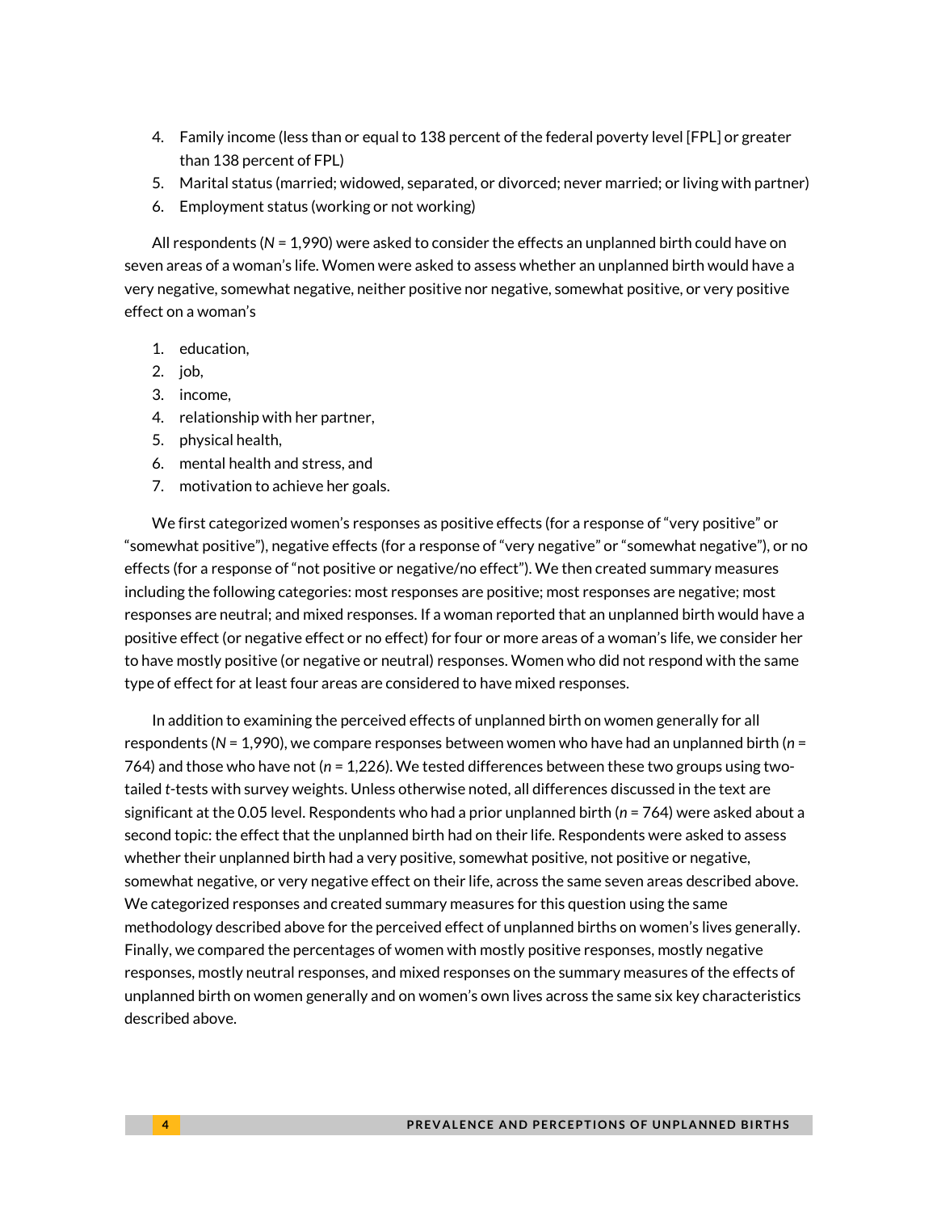4. Family income (less than or equal to 138 percent of the federal poverty level [FPL] or greater than 138 percent of FPL)
5. Marital status (married; widowed, separated, or divorced; never married; or living with partner)
6. Employment status (working or not working)

All respondents (*N* = 1,990) were asked to consider the effects an unplanned birth could have on seven areas of a woman's life. Women were asked to assess whether an unplanned birth would have a very negative, somewhat negative, neither positive nor negative, somewhat positive, or very positive effect on a woman's

1. education,
2. job,
3. income,
4. relationship with her partner,
5. physical health,
6. mental health and stress, and
7. motivation to achieve her goals.

We first categorized women's responses as positive effects (for a response of "very positive" or "somewhat positive"), negative effects (for a response of "very negative" or "somewhat negative"), or no effects (for a response of "not positive or negative/no effect"). We then created summary measures including the following categories: most responses are positive; most responses are negative; most responses are neutral; and mixed responses. If a woman reported that an unplanned birth would have a positive effect (or negative effect or no effect) for four or more areas of a woman's life, we consider her to have mostly positive (or negative or neutral) responses. Women who did not respond with the same type of effect for at least four areas are considered to have mixed responses.

In addition to examining the perceived effects of unplanned birth on women generally for all respondents (*N* = 1,990), we compare responses between women who have had an unplanned birth (*n* = 764) and those who have not (*n* = 1,226). We tested differences between these two groups using two-tailed *t*-tests with survey weights. Unless otherwise noted, all differences discussed in the text are significant at the 0.05 level. Respondents who had a prior unplanned birth (*n* = 764) were asked about a second topic: the effect that the unplanned birth had on their life. Respondents were asked to assess whether their unplanned birth had a very positive, somewhat positive, not positive or negative, somewhat negative, or very negative effect on their life, across the same seven areas described above. We categorized responses and created summary measures for this question using the same methodology described above for the perceived effect of unplanned births on women's lives generally. Finally, we compared the percentages of women with mostly positive responses, mostly negative responses, mostly neutral responses, and mixed responses on the summary measures of the effects of unplanned birth on women generally and on women's own lives across the same six key characteristics described above.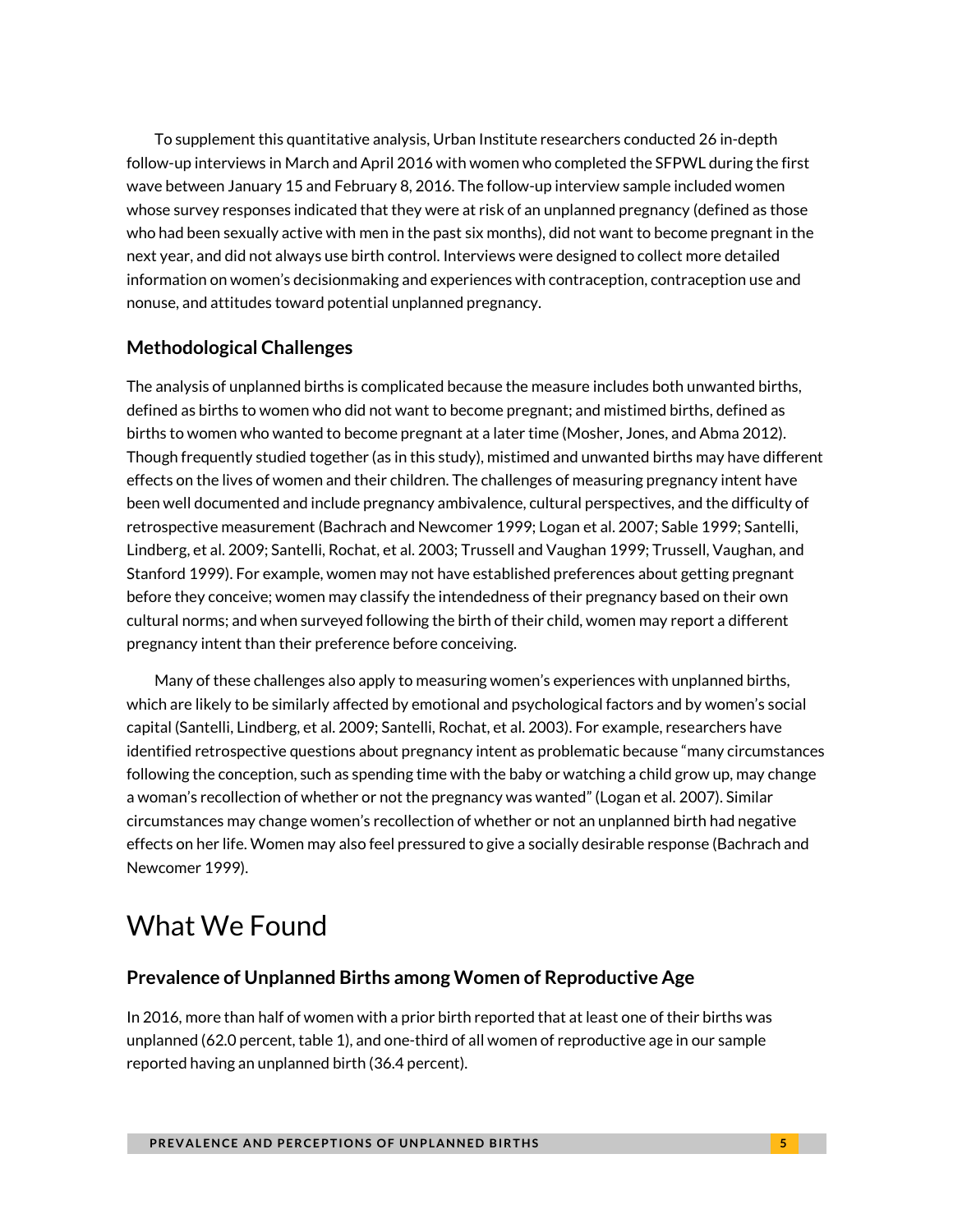To supplement this quantitative analysis, Urban Institute researchers conducted 26 in-depth follow-up interviews in March and April 2016 with women who completed the SFPWL during the first wave between January 15 and February 8, 2016. The follow-up interview sample included women whose survey responses indicated that they were at risk of an unplanned pregnancy (defined as those who had been sexually active with men in the past six months), did not want to become pregnant in the next year, and did not always use birth control. Interviews were designed to collect more detailed information on women's decisionmaking and experiences with contraception, contraception use and nonuse, and attitudes toward potential unplanned pregnancy.

### Methodological Challenges

The analysis of unplanned births is complicated because the measure includes both unwanted births, defined as births to women who did not want to become pregnant; and mistimed births, defined as births to women who wanted to become pregnant at a later time (Mosher, Jones, and Abma 2012). Though frequently studied together (as in this study), mistimed and unwanted births may have different effects on the lives of women and their children. The challenges of measuring pregnancy intent have been well documented and include pregnancy ambivalence, cultural perspectives, and the difficulty of retrospective measurement (Bachrach and Newcomer 1999; Logan et al. 2007; Sable 1999; Santelli, Lindberg, et al. 2009; Santelli, Rochat, et al. 2003; Trussell and Vaughan 1999; Trussell, Vaughan, and Stanford 1999). For example, women may not have established preferences about getting pregnant before they conceive; women may classify the intendedness of their pregnancy based on their own cultural norms; and when surveyed following the birth of their child, women may report a different pregnancy intent than their preference before conceiving.

Many of these challenges also apply to measuring women's experiences with unplanned births, which are likely to be similarly affected by emotional and psychological factors and by women's social capital (Santelli, Lindberg, et al. 2009; Santelli, Rochat, et al. 2003). For example, researchers have identified retrospective questions about pregnancy intent as problematic because "many circumstances following the conception, such as spending time with the baby or watching a child grow up, may change a woman's recollection of whether or not the pregnancy was wanted" (Logan et al. 2007). Similar circumstances may change women's recollection of whether or not an unplanned birth had negative effects on her life. Women may also feel pressured to give a socially desirable response (Bachrach and Newcomer 1999).

## What We Found

### Prevalence of Unplanned Births among Women of Reproductive Age

In 2016, more than half of women with a prior birth reported that at least one of their births was unplanned (62.0 percent, table 1), and one-third of all women of reproductive age in our sample reported having an unplanned birth (36.4 percent).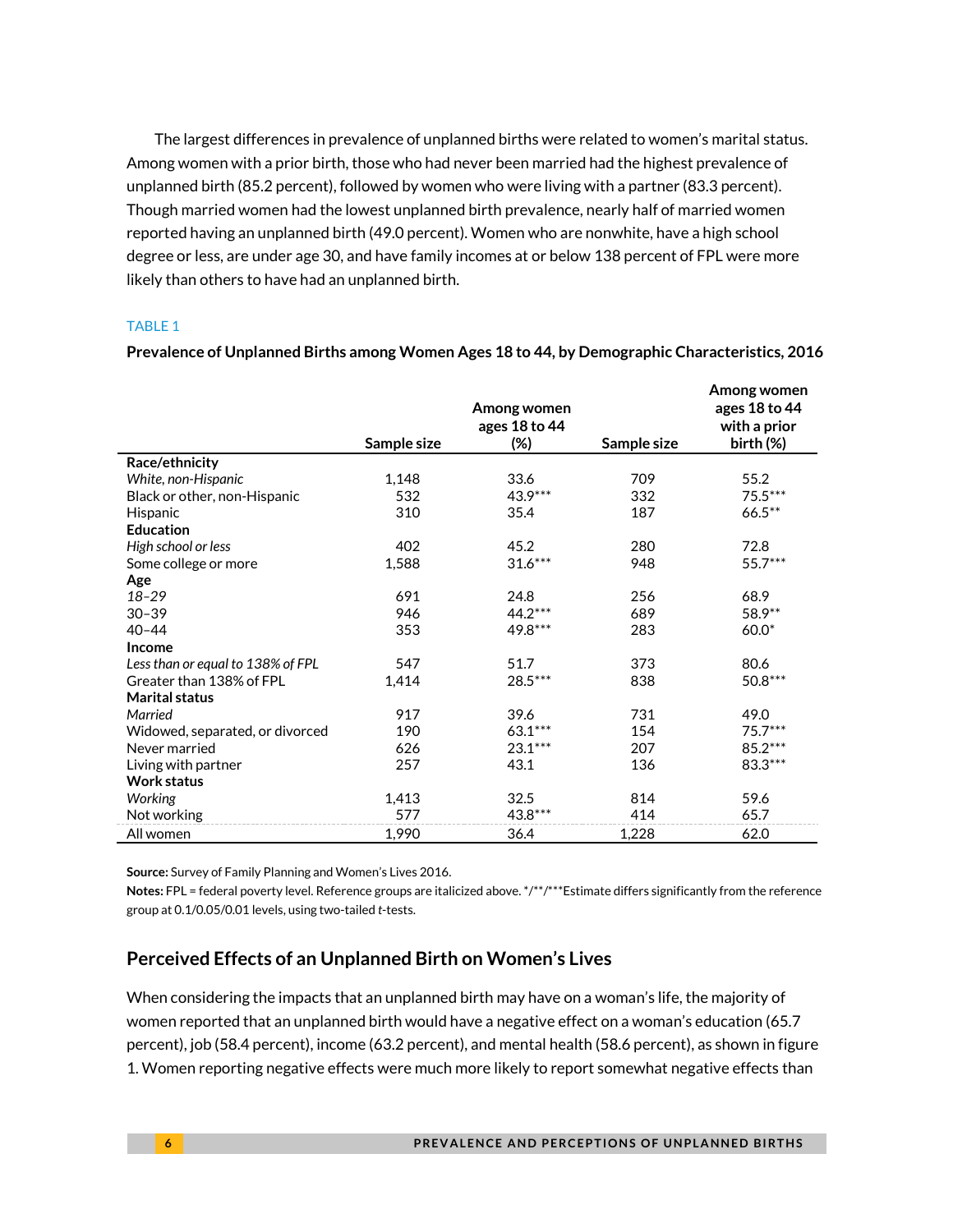The largest differences in prevalence of unplanned births were related to women's marital status. Among women with a prior birth, those who had never been married had the highest prevalence of unplanned birth (85.2 percent), followed by women who were living with a partner (83.3 percent). Though married women had the lowest unplanned birth prevalence, nearly half of married women reported having an unplanned birth (49.0 percent). Women who are nonwhite, have a high school degree or less, are under age 30, and have family incomes at or below 138 percent of FPL were more likely than others to have had an unplanned birth.

TABLE 1

**Prevalence of Unplanned Births among Women Ages 18 to 44, by Demographic Characteristics, 2016**

| | Sample size | Among women ages 18 to 44 (%) | Sample size | Among women ages 18 to 44 with a prior birth (%) |
|---|---|---|---|---|
| **Race/ethnicity** | | | | |
| *White, non-Hispanic* | 1,148 | 33.6 | 709 | 55.2 |
| Black or other, non-Hispanic | 532 | 43.9*** | 332 | 75.5*** |
| Hispanic | 310 | 35.4 | 187 | 66.5** |
| **Education** | | | | |
| *High school or less* | 402 | 45.2 | 280 | 72.8 |
| Some college or more | 1,588 | 31.6*** | 948 | 55.7*** |
| **Age** | | | | |
| *18–29* | 691 | 24.8 | 256 | 68.9 |
| 30–39 | 946 | 44.2*** | 689 | 58.9** |
| 40–44 | 353 | 49.8*** | 283 | 60.0* |
| **Income** | | | | |
| *Less than or equal to 138% of FPL* | 547 | 51.7 | 373 | 80.6 |
| Greater than 138% of FPL | 1,414 | 28.5*** | 838 | 50.8*** |
| **Marital status** | | | | |
| *Married* | 917 | 39.6 | 731 | 49.0 |
| Widowed, separated, or divorced | 190 | 63.1*** | 154 | 75.7*** |
| Never married | 626 | 23.1*** | 207 | 85.2*** |
| Living with partner | 257 | 43.1 | 136 | 83.3*** |
| **Work status** | | | | |
| *Working* | 1,413 | 32.5 | 814 | 59.6 |
| Not working | 577 | 43.8*** | 414 | 65.7 |
| All women | 1,990 | 36.4 | 1,228 | 62.0 |

**Source:** Survey of Family Planning and Women's Lives 2016.

**Notes:** FPL = federal poverty level. Reference groups are italicized above. */**/***Estimate differs significantly from the reference group at 0.1/0.05/0.01 levels, using two-tailed *t*-tests.

## Perceived Effects of an Unplanned Birth on Women's Lives

When considering the impacts that an unplanned birth may have on a woman's life, the majority of women reported that an unplanned birth would have a negative effect on a woman's education (65.7 percent), job (58.4 percent), income (63.2 percent), and mental health (58.6 percent), as shown in figure 1. Women reporting negative effects were much more likely to report somewhat negative effects than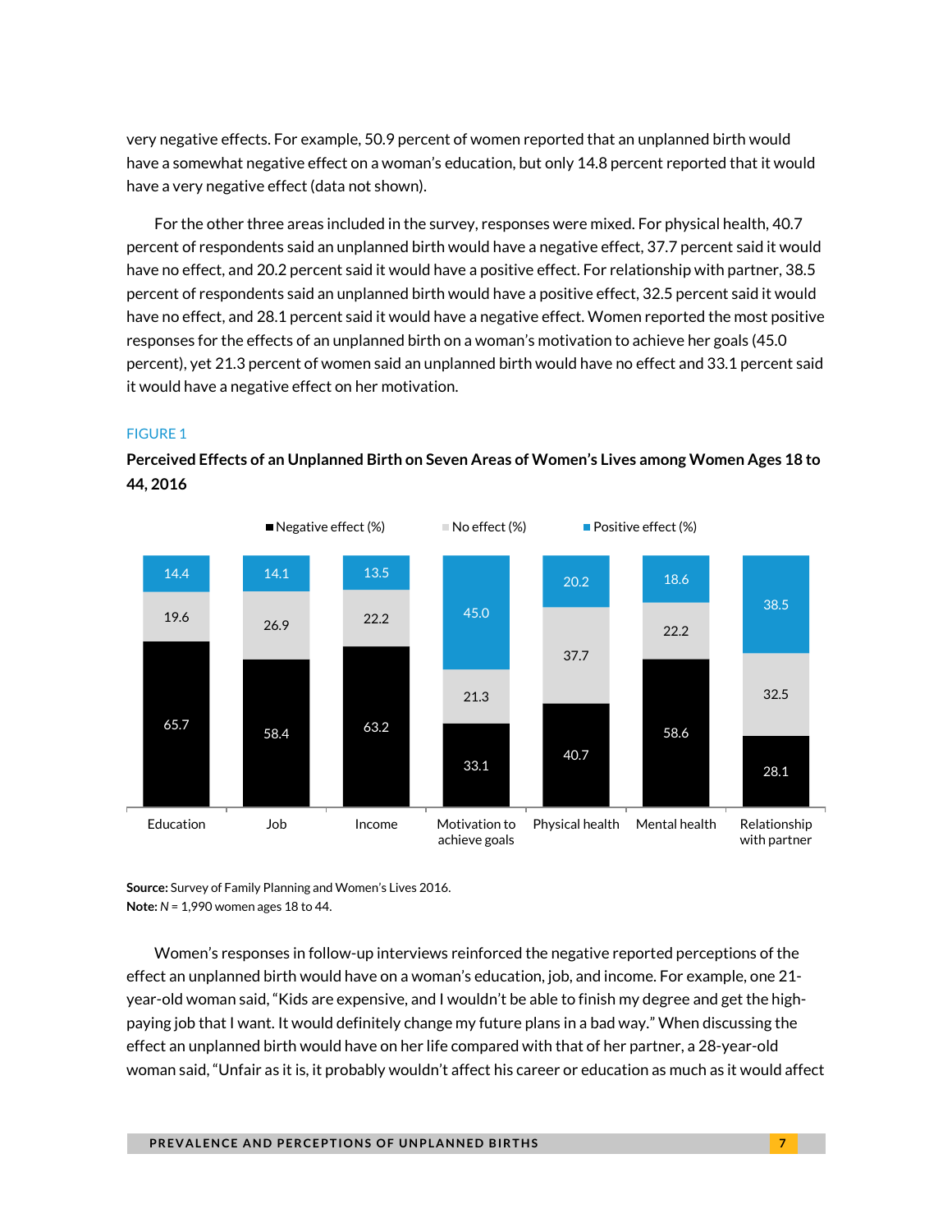very negative effects. For example, 50.9 percent of women reported that an unplanned birth would have a somewhat negative effect on a woman's education, but only 14.8 percent reported that it would have a very negative effect (data not shown).

For the other three areas included in the survey, responses were mixed. For physical health, 40.7 percent of respondents said an unplanned birth would have a negative effect, 37.7 percent said it would have no effect, and 20.2 percent said it would have a positive effect. For relationship with partner, 38.5 percent of respondents said an unplanned birth would have a positive effect, 32.5 percent said it would have no effect, and 28.1 percent said it would have a negative effect. Women reported the most positive responses for the effects of an unplanned birth on a woman's motivation to achieve her goals (45.0 percent), yet 21.3 percent of women said an unplanned birth would have no effect and 33.1 percent said it would have a negative effect on her motivation.

FIGURE 1

**Perceived Effects of an Unplanned Birth on Seven Areas of Women's Lives among Women Ages 18 to 44, 2016**

| | Negative effect (%) | No effect (%) | Positive effect (%) |
|---|---|---|---|
| Education | 65.7 | 19.6 | 14.4 |
| Job | 58.4 | 26.9 | 14.1 |
| Income | 63.2 | 22.2 | 13.5 |
| Motivation to achieve goals | 33.1 | 21.3 | 45.0 |
| Physical health | 40.7 | 37.7 | 20.2 |
| Mental health | 58.6 | 22.2 | 18.6 |
| Relationship with partner | 28.1 | 32.5 | 38.5 |

**Source:** Survey of Family Planning and Women's Lives 2016.
**Note:** *N* = 1,990 women ages 18 to 44.

Women's responses in follow-up interviews reinforced the negative reported perceptions of the effect an unplanned birth would have on a woman's education, job, and income. For example, one 21-year-old woman said, "Kids are expensive, and I wouldn't be able to finish my degree and get the high-paying job that I want. It would definitely change my future plans in a bad way." When discussing the effect an unplanned birth would have on her life compared with that of her partner, a 28-year-old woman said, "Unfair as it is, it probably wouldn't affect his career or education as much as it would affect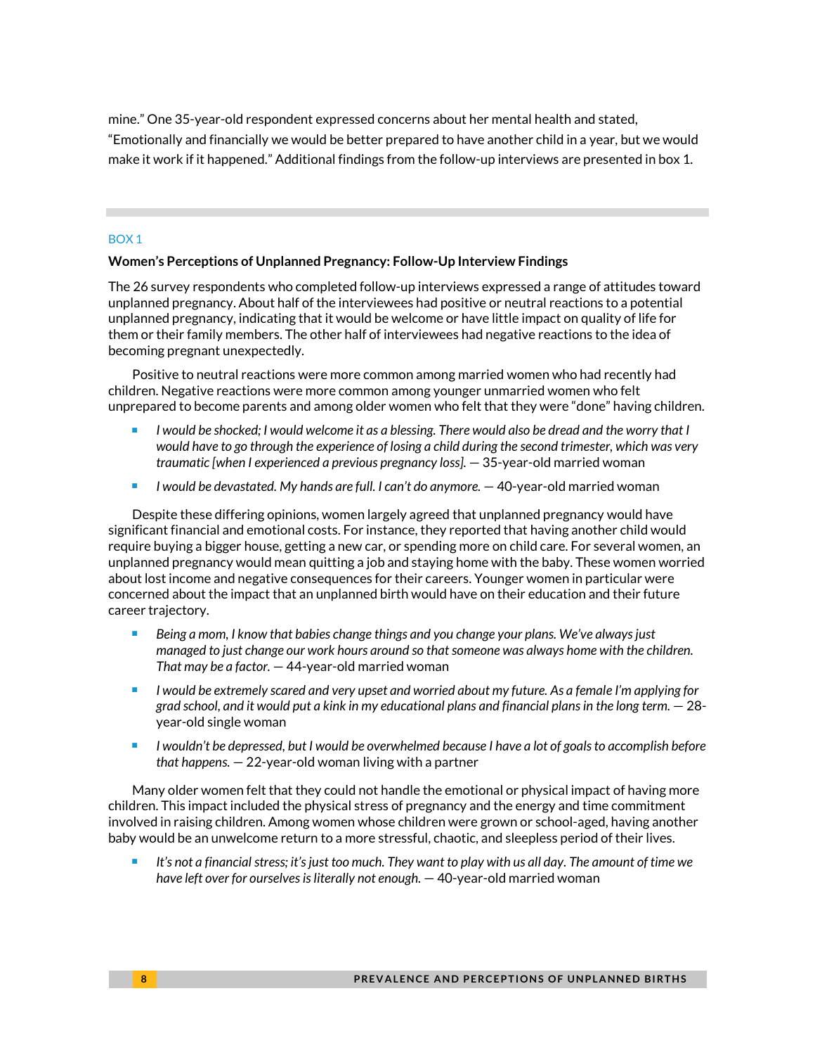mine." One 35-year-old respondent expressed concerns about her mental health and stated, "Emotionally and financially we would be better prepared to have another child in a year, but we would make it work if it happened." Additional findings from the follow-up interviews are presented in box 1.

BOX 1

**Women's Perceptions of Unplanned Pregnancy: Follow-Up Interview Findings**

The 26 survey respondents who completed follow-up interviews expressed a range of attitudes toward unplanned pregnancy. About half of the interviewees had positive or neutral reactions to a potential unplanned pregnancy, indicating that it would be welcome or have little impact on quality of life for them or their family members. The other half of interviewees had negative reactions to the idea of becoming pregnant unexpectedly.

Positive to neutral reactions were more common among married women who had recently had children. Negative reactions were more common among younger unmarried women who felt unprepared to become parents and among older women who felt that they were "done" having children.

- *I would be shocked; I would welcome it as a blessing. There would also be dread and the worry that I would have to go through the experience of losing a child during the second trimester, which was very traumatic [when I experienced a previous pregnancy loss].* — 35-year-old married woman
- *I would be devastated. My hands are full. I can't do anymore.* — 40-year-old married woman

Despite these differing opinions, women largely agreed that unplanned pregnancy would have significant financial and emotional costs. For instance, they reported that having another child would require buying a bigger house, getting a new car, or spending more on child care. For several women, an unplanned pregnancy would mean quitting a job and staying home with the baby. These women worried about lost income and negative consequences for their careers. Younger women in particular were concerned about the impact that an unplanned birth would have on their education and their future career trajectory.

- *Being a mom, I know that babies change things and you change your plans. We've always just managed to just change our work hours around so that someone was always home with the children. That may be a factor.* — 44-year-old married woman
- *I would be extremely scared and very upset and worried about my future. As a female I'm applying for grad school, and it would put a kink in my educational plans and financial plans in the long term.* — 28-year-old single woman
- *I wouldn't be depressed, but I would be overwhelmed because I have a lot of goals to accomplish before that happens.* — 22-year-old woman living with a partner

Many older women felt that they could not handle the emotional or physical impact of having more children. This impact included the physical stress of pregnancy and the energy and time commitment involved in raising children. Among women whose children were grown or school-aged, having another baby would be an unwelcome return to a more stressful, chaotic, and sleepless period of their lives.

- *It's not a financial stress; it's just too much. They want to play with us all day. The amount of time we have left over for ourselves is literally not enough.* — 40-year-old married woman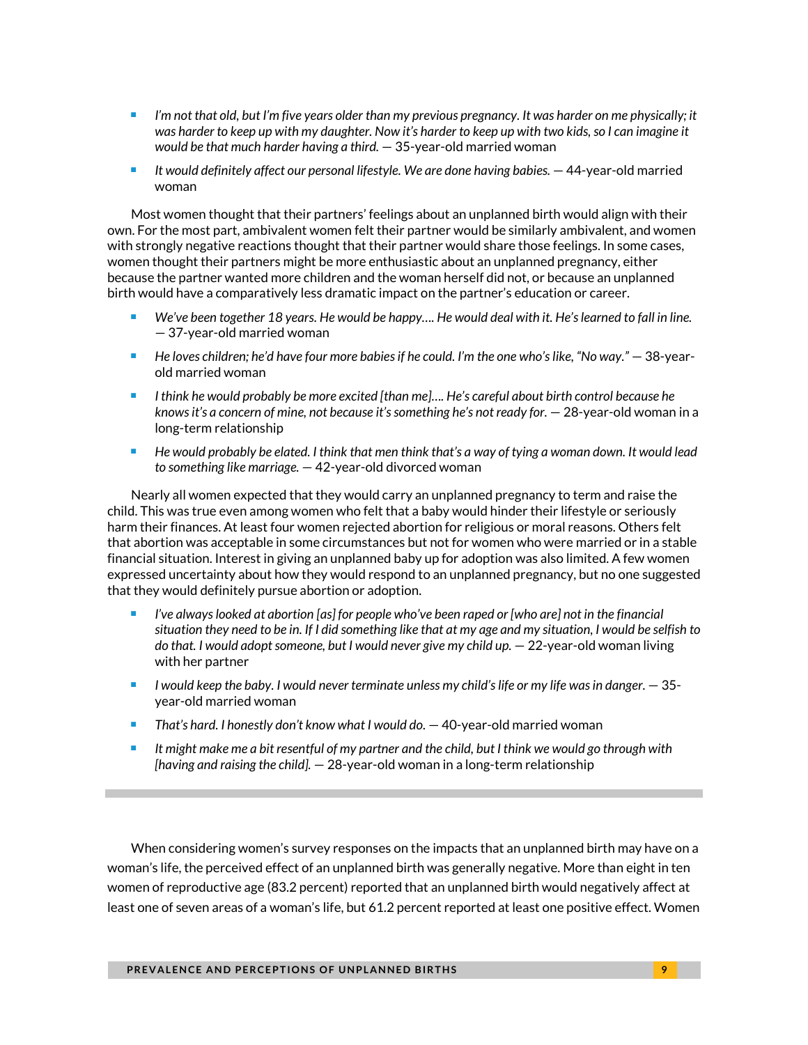- *I'm not that old, but I'm five years older than my previous pregnancy. It was harder on me physically; it was harder to keep up with my daughter. Now it's harder to keep up with two kids, so I can imagine it would be that much harder having a third.* — 35-year-old married woman
- *It would definitely affect our personal lifestyle. We are done having babies.* — 44-year-old married woman

Most women thought that their partners' feelings about an unplanned birth would align with their own. For the most part, ambivalent women felt their partner would be similarly ambivalent, and women with strongly negative reactions thought that their partner would share those feelings. In some cases, women thought their partners might be more enthusiastic about an unplanned pregnancy, either because the partner wanted more children and the woman herself did not, or because an unplanned birth would have a comparatively less dramatic impact on the partner's education or career.

- *We've been together 18 years. He would be happy…. He would deal with it. He's learned to fall in line.* — 37-year-old married woman
- *He loves children; he'd have four more babies if he could. I'm the one who's like, "No way."* — 38-year-old married woman
- *I think he would probably be more excited [than me]…. He's careful about birth control because he knows it's a concern of mine, not because it's something he's not ready for.* — 28-year-old woman in a long-term relationship
- *He would probably be elated. I think that men think that's a way of tying a woman down. It would lead to something like marriage.* — 42-year-old divorced woman

Nearly all women expected that they would carry an unplanned pregnancy to term and raise the child. This was true even among women who felt that a baby would hinder their lifestyle or seriously harm their finances. At least four women rejected abortion for religious or moral reasons. Others felt that abortion was acceptable in some circumstances but not for women who were married or in a stable financial situation. Interest in giving an unplanned baby up for adoption was also limited. A few women expressed uncertainty about how they would respond to an unplanned pregnancy, but no one suggested that they would definitely pursue abortion or adoption.

- *I've always looked at abortion [as] for people who've been raped or [who are] not in the financial situation they need to be in. If I did something like that at my age and my situation, I would be selfish to do that. I would adopt someone, but I would never give my child up.* — 22-year-old woman living with her partner
- *I would keep the baby. I would never terminate unless my child's life or my life was in danger.* — 35-year-old married woman
- *That's hard. I honestly don't know what I would do.* — 40-year-old married woman
- *It might make me a bit resentful of my partner and the child, but I think we would go through with [having and raising the child].* — 28-year-old woman in a long-term relationship

---

When considering women's survey responses on the impacts that an unplanned birth may have on a woman's life, the perceived effect of an unplanned birth was generally negative. More than eight in ten women of reproductive age (83.2 percent) reported that an unplanned birth would negatively affect at least one of seven areas of a woman's life, but 61.2 percent reported at least one positive effect. Women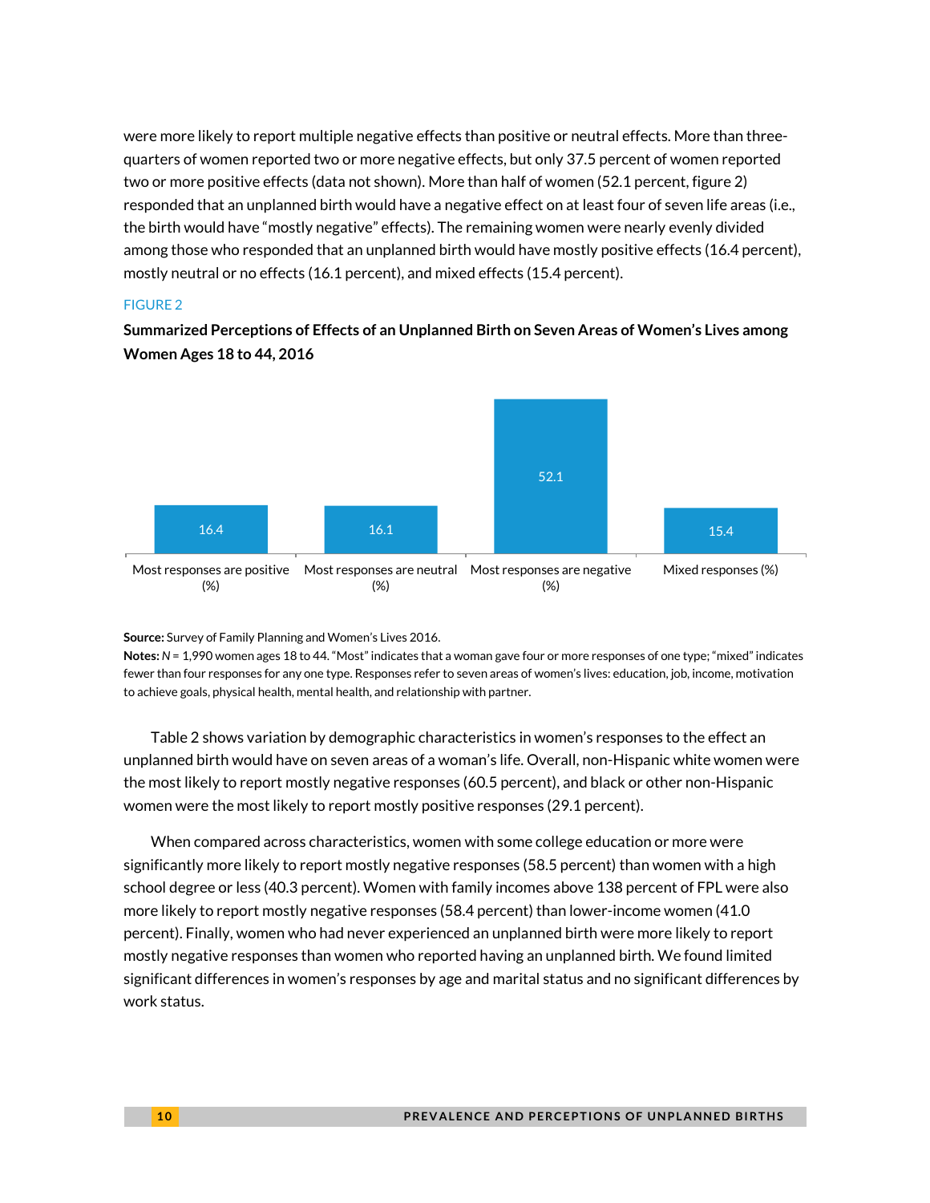were more likely to report multiple negative effects than positive or neutral effects. More than three-quarters of women reported two or more negative effects, but only 37.5 percent of women reported two or more positive effects (data not shown). More than half of women (52.1 percent, figure 2) responded that an unplanned birth would have a negative effect on at least four of seven life areas (i.e., the birth would have "mostly negative" effects). The remaining women were nearly evenly divided among those who responded that an unplanned birth would have mostly positive effects (16.4 percent), mostly neutral or no effects (16.1 percent), and mixed effects (15.4 percent).

FIGURE 2

**Summarized Perceptions of Effects of an Unplanned Birth on Seven Areas of Women's Lives among Women Ages 18 to 44, 2016**

| Most responses are positive (%) | Most responses are neutral (%) | Most responses are negative (%) | Mixed responses (%) |
|---|---|---|---|
| 16.4 | 16.1 | 52.1 | 15.4 |

**Source:** Survey of Family Planning and Women's Lives 2016.
**Notes:** *N* = 1,990 women ages 18 to 44. "Most" indicates that a woman gave four or more responses of one type; "mixed" indicates fewer than four responses for any one type. Responses refer to seven areas of women's lives: education, job, income, motivation to achieve goals, physical health, mental health, and relationship with partner.

Table 2 shows variation by demographic characteristics in women's responses to the effect an unplanned birth would have on seven areas of a woman's life. Overall, non-Hispanic white women were the most likely to report mostly negative responses (60.5 percent), and black or other non-Hispanic women were the most likely to report mostly positive responses (29.1 percent).

When compared across characteristics, women with some college education or more were significantly more likely to report mostly negative responses (58.5 percent) than women with a high school degree or less (40.3 percent). Women with family incomes above 138 percent of FPL were also more likely to report mostly negative responses (58.4 percent) than lower-income women (41.0 percent). Finally, women who had never experienced an unplanned birth were more likely to report mostly negative responses than women who reported having an unplanned birth. We found limited significant differences in women's responses by age and marital status and no significant differences by work status.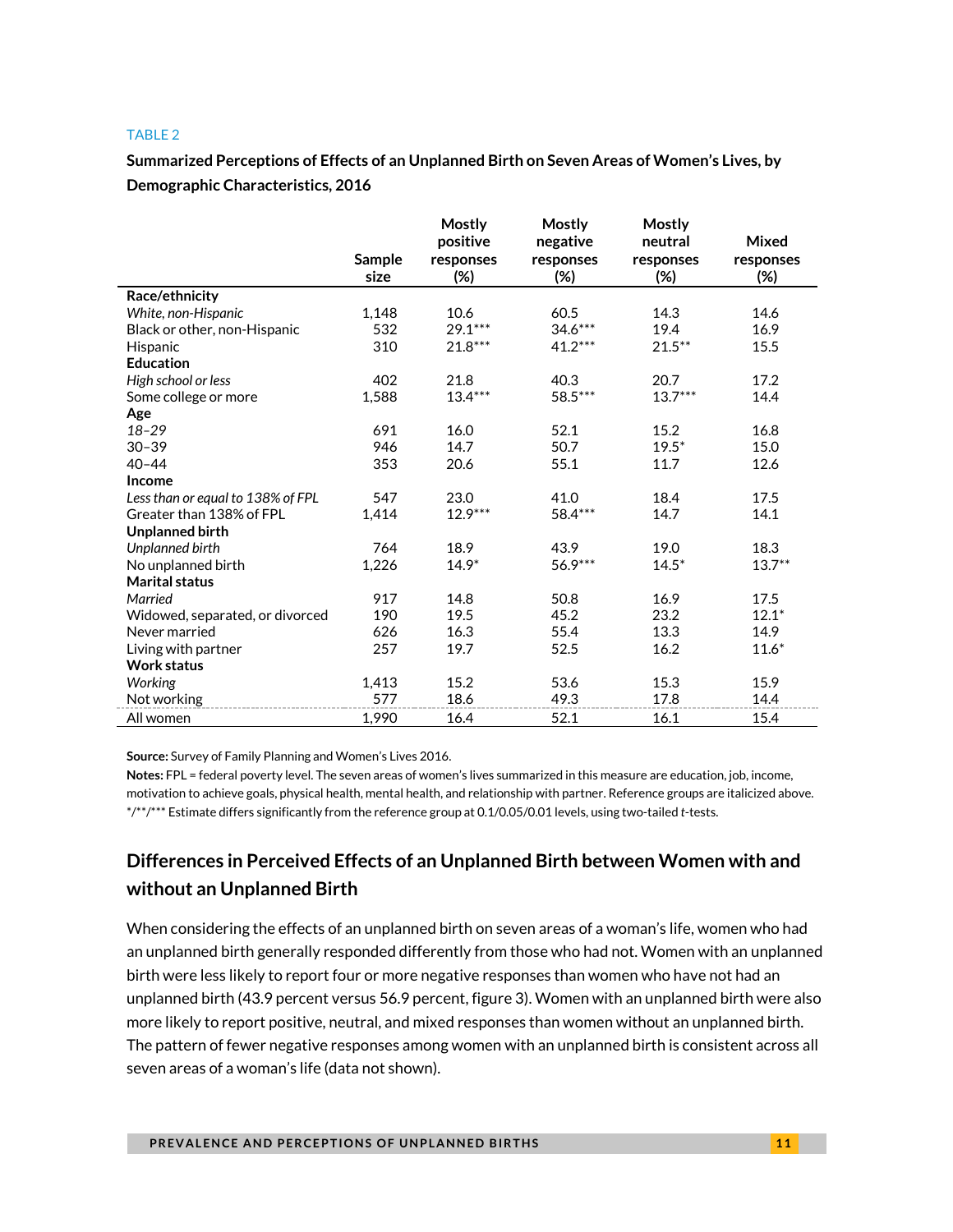TABLE 2

**Summarized Perceptions of Effects of an Unplanned Birth on Seven Areas of Women's Lives, by Demographic Characteristics, 2016**

| | Sample size | Mostly positive responses (%) | Mostly negative responses (%) | Mostly neutral responses (%) | Mixed responses (%) |
|---|---|---|---|---|---|
| **Race/ethnicity** | | | | | |
| *White, non-Hispanic* | 1,148 | 10.6 | 60.5 | 14.3 | 14.6 |
| Black or other, non-Hispanic | 532 | 29.1*** | 34.6*** | 19.4 | 16.9 |
| Hispanic | 310 | 21.8*** | 41.2*** | 21.5** | 15.5 |
| **Education** | | | | | |
| *High school or less* | 402 | 21.8 | 40.3 | 20.7 | 17.2 |
| Some college or more | 1,588 | 13.4*** | 58.5*** | 13.7*** | 14.4 |
| **Age** | | | | | |
| *18–29* | 691 | 16.0 | 52.1 | 15.2 | 16.8 |
| 30–39 | 946 | 14.7 | 50.7 | 19.5* | 15.0 |
| 40–44 | 353 | 20.6 | 55.1 | 11.7 | 12.6 |
| **Income** | | | | | |
| *Less than or equal to 138% of FPL* | 547 | 23.0 | 41.0 | 18.4 | 17.5 |
| Greater than 138% of FPL | 1,414 | 12.9*** | 58.4*** | 14.7 | 14.1 |
| **Unplanned birth** | | | | | |
| *Unplanned birth* | 764 | 18.9 | 43.9 | 19.0 | 18.3 |
| No unplanned birth | 1,226 | 14.9* | 56.9*** | 14.5* | 13.7** |
| **Marital status** | | | | | |
| *Married* | 917 | 14.8 | 50.8 | 16.9 | 17.5 |
| Widowed, separated, or divorced | 190 | 19.5 | 45.2 | 23.2 | 12.1* |
| Never married | 626 | 16.3 | 55.4 | 13.3 | 14.9 |
| Living with partner | 257 | 19.7 | 52.5 | 16.2 | 11.6* |
| **Work status** | | | | | |
| *Working* | 1,413 | 15.2 | 53.6 | 15.3 | 15.9 |
| Not working | 577 | 18.6 | 49.3 | 17.8 | 14.4 |
| All women | 1,990 | 16.4 | 52.1 | 16.1 | 15.4 |

**Source:** Survey of Family Planning and Women's Lives 2016.

**Notes:** FPL = federal poverty level. The seven areas of women's lives summarized in this measure are education, job, income, motivation to achieve goals, physical health, mental health, and relationship with partner. Reference groups are italicized above. */**/*** Estimate differs significantly from the reference group at 0.1/0.05/0.01 levels, using two-tailed *t*-tests.

## Differences in Perceived Effects of an Unplanned Birth between Women with and without an Unplanned Birth

When considering the effects of an unplanned birth on seven areas of a woman's life, women who had an unplanned birth generally responded differently from those who had not. Women with an unplanned birth were less likely to report four or more negative responses than women who have not had an unplanned birth (43.9 percent versus 56.9 percent, figure 3). Women with an unplanned birth were also more likely to report positive, neutral, and mixed responses than women without an unplanned birth. The pattern of fewer negative responses among women with an unplanned birth is consistent across all seven areas of a woman's life (data not shown).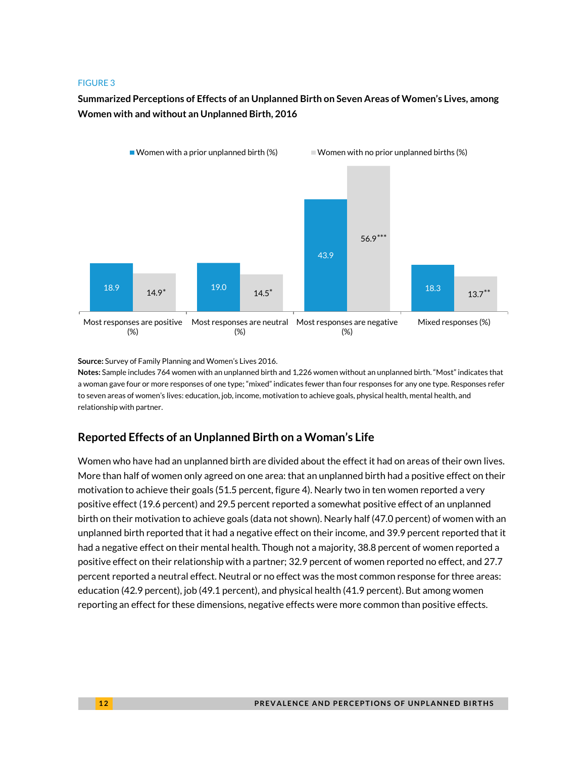FIGURE 3

**Summarized Perceptions of Effects of an Unplanned Birth on Seven Areas of Women's Lives, among Women with and without an Unplanned Birth, 2016**

| | Women with a prior unplanned birth (%) | Women with no prior unplanned births (%) |
|---|---|---|
| Most responses are positive (%) | 18.9 | 14.9* |
| Most responses are neutral (%) | 19.0 | 14.5* |
| Most responses are negative (%) | 43.9 | 56.9*** |
| Mixed responses (%) | 18.3 | 13.7** |

**Source:** Survey of Family Planning and Women's Lives 2016.
**Notes:** Sample includes 764 women with an unplanned birth and 1,226 women without an unplanned birth. "Most" indicates that a woman gave four or more responses of one type; "mixed" indicates fewer than four responses for any one type. Responses refer to seven areas of women's lives: education, job, income, motivation to achieve goals, physical health, mental health, and relationship with partner.

## Reported Effects of an Unplanned Birth on a Woman's Life

Women who have had an unplanned birth are divided about the effect it had on areas of their own lives. More than half of women only agreed on one area: that an unplanned birth had a positive effect on their motivation to achieve their goals (51.5 percent, figure 4). Nearly two in ten women reported a very positive effect (19.6 percent) and 29.5 percent reported a somewhat positive effect of an unplanned birth on their motivation to achieve goals (data not shown). Nearly half (47.0 percent) of women with an unplanned birth reported that it had a negative effect on their income, and 39.9 percent reported that it had a negative effect on their mental health. Though not a majority, 38.8 percent of women reported a positive effect on their relationship with a partner; 32.9 percent of women reported no effect, and 27.7 percent reported a neutral effect. Neutral or no effect was the most common response for three areas: education (42.9 percent), job (49.1 percent), and physical health (41.9 percent). But among women reporting an effect for these dimensions, negative effects were more common than positive effects.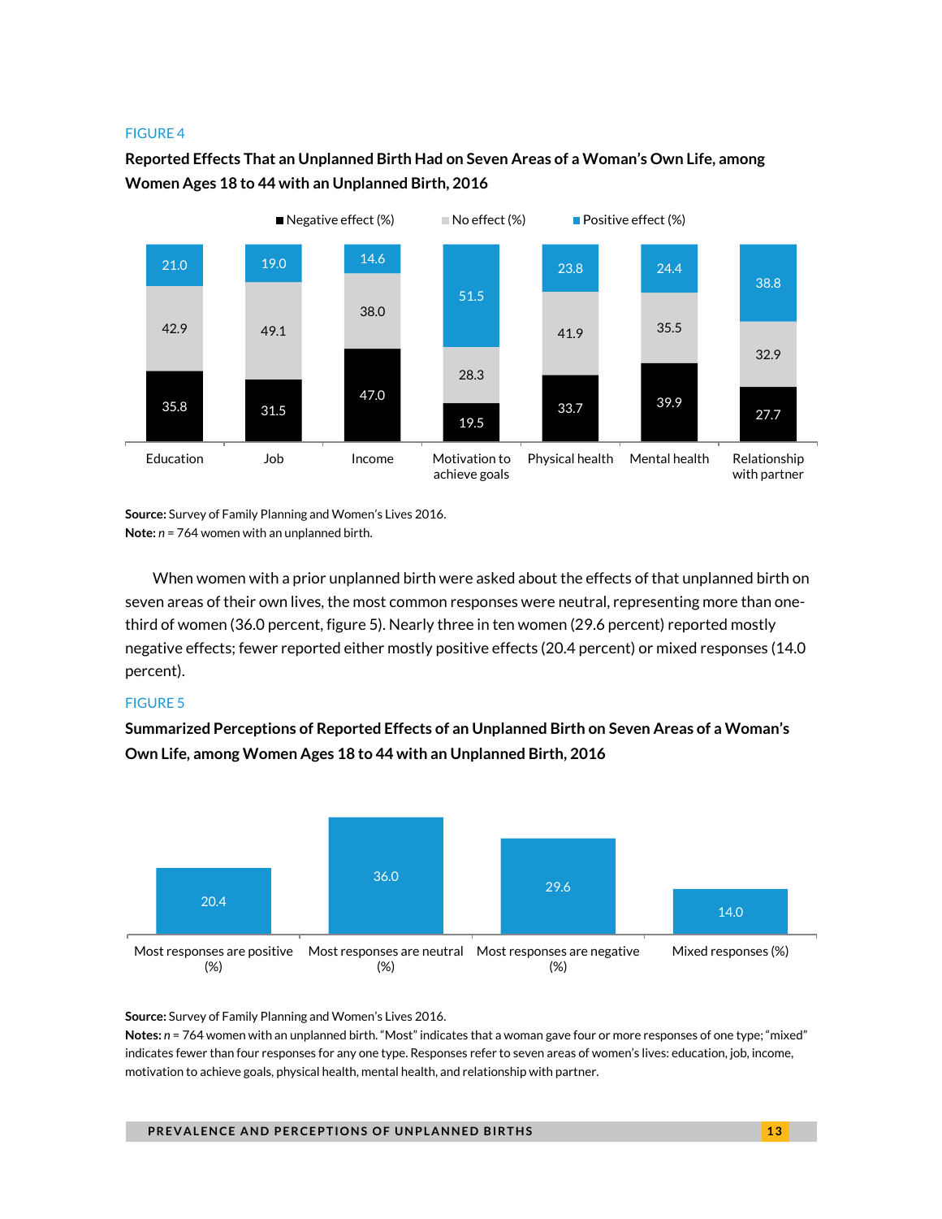FIGURE 4

**Reported Effects That an Unplanned Birth Had on Seven Areas of a Woman's Own Life, among Women Ages 18 to 44 with an Unplanned Birth, 2016**

| | Education | Job | Income | Motivation to achieve goals | Physical health | Mental health | Relationship with partner |
|---|---|---|---|---|---|---|---|
| Negative effect (%) | 35.8 | 31.5 | 47.0 | 19.5 | 33.7 | 39.9 | 27.7 |
| No effect (%) | 42.9 | 49.1 | 38.0 | 28.3 | 41.9 | 35.5 | 32.9 |
| Positive effect (%) | 21.0 | 19.0 | 14.6 | 51.5 | 23.8 | 24.4 | 38.8 |

**Source:** Survey of Family Planning and Women's Lives 2016.
**Note:** *n* = 764 women with an unplanned birth.

When women with a prior unplanned birth were asked about the effects of that unplanned birth on seven areas of their own lives, the most common responses were neutral, representing more than one-third of women (36.0 percent, figure 5). Nearly three in ten women (29.6 percent) reported mostly negative effects; fewer reported either mostly positive effects (20.4 percent) or mixed responses (14.0 percent).

FIGURE 5

**Summarized Perceptions of Reported Effects of an Unplanned Birth on Seven Areas of a Woman's Own Life, among Women Ages 18 to 44 with an Unplanned Birth, 2016**

| Most responses are positive (%) | Most responses are neutral (%) | Most responses are negative (%) | Mixed responses (%) |
|---|---|---|---|
| 20.4 | 36.0 | 29.6 | 14.0 |

**Source:** Survey of Family Planning and Women's Lives 2016.
**Notes:** *n* = 764 women with an unplanned birth. "Most" indicates that a woman gave four or more responses of one type; "mixed" indicates fewer than four responses for any one type. Responses refer to seven areas of women's lives: education, job, income, motivation to achieve goals, physical health, mental health, and relationship with partner.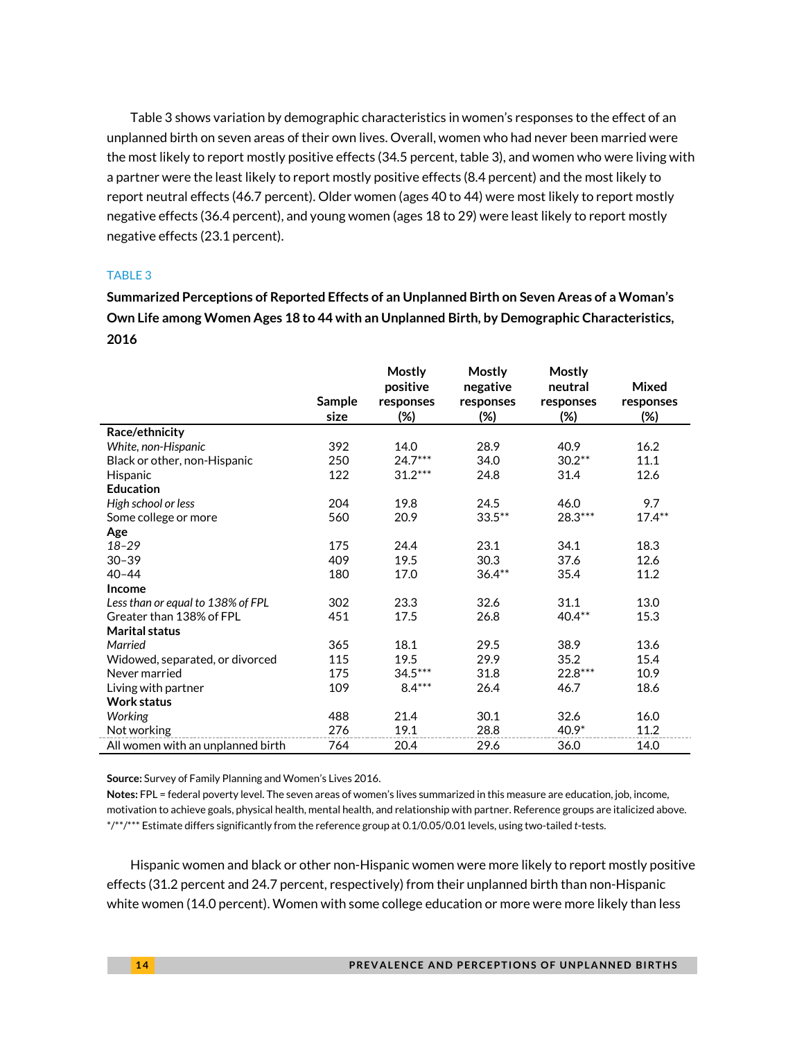Table 3 shows variation by demographic characteristics in women's responses to the effect of an unplanned birth on seven areas of their own lives. Overall, women who had never been married were the most likely to report mostly positive effects (34.5 percent, table 3), and women who were living with a partner were the least likely to report mostly positive effects (8.4 percent) and the most likely to report neutral effects (46.7 percent). Older women (ages 40 to 44) were most likely to report mostly negative effects (36.4 percent), and young women (ages 18 to 29) were least likely to report mostly negative effects (23.1 percent).

TABLE 3

**Summarized Perceptions of Reported Effects of an Unplanned Birth on Seven Areas of a Woman's Own Life among Women Ages 18 to 44 with an Unplanned Birth, by Demographic Characteristics, 2016**

| | Sample size | Mostly positive responses (%) | Mostly negative responses (%) | Mostly neutral responses (%) | Mixed responses (%) |
|---|---|---|---|---|---|
| **Race/ethnicity** | | | | | |
| *White, non-Hispanic* | 392 | 14.0 | 28.9 | 40.9 | 16.2 |
| Black or other, non-Hispanic | 250 | 24.7*** | 34.0 | 30.2** | 11.1 |
| Hispanic | 122 | 31.2*** | 24.8 | 31.4 | 12.6 |
| **Education** | | | | | |
| *High school or less* | 204 | 19.8 | 24.5 | 46.0 | 9.7 |
| Some college or more | 560 | 20.9 | 33.5** | 28.3*** | 17.4** |
| **Age** | | | | | |
| *18–29* | 175 | 24.4 | 23.1 | 34.1 | 18.3 |
| 30–39 | 409 | 19.5 | 30.3 | 37.6 | 12.6 |
| 40–44 | 180 | 17.0 | 36.4** | 35.4 | 11.2 |
| **Income** | | | | | |
| *Less than or equal to 138% of FPL* | 302 | 23.3 | 32.6 | 31.1 | 13.0 |
| Greater than 138% of FPL | 451 | 17.5 | 26.8 | 40.4** | 15.3 |
| **Marital status** | | | | | |
| *Married* | 365 | 18.1 | 29.5 | 38.9 | 13.6 |
| Widowed, separated, or divorced | 115 | 19.5 | 29.9 | 35.2 | 15.4 |
| Never married | 175 | 34.5*** | 31.8 | 22.8*** | 10.9 |
| Living with partner | 109 | 8.4*** | 26.4 | 46.7 | 18.6 |
| **Work status** | | | | | |
| *Working* | 488 | 21.4 | 30.1 | 32.6 | 16.0 |
| Not working | 276 | 19.1 | 28.8 | 40.9* | 11.2 |
| All women with an unplanned birth | 764 | 20.4 | 29.6 | 36.0 | 14.0 |

**Source:** Survey of Family Planning and Women's Lives 2016.

**Notes:** FPL = federal poverty level. The seven areas of women's lives summarized in this measure are education, job, income, motivation to achieve goals, physical health, mental health, and relationship with partner. Reference groups are italicized above.
*/**/*** Estimate differs significantly from the reference group at 0.1/0.05/0.01 levels, using two-tailed *t*-tests.

Hispanic women and black or other non-Hispanic women were more likely to report mostly positive effects (31.2 percent and 24.7 percent, respectively) from their unplanned birth than non-Hispanic white women (14.0 percent). Women with some college education or more were more likely than less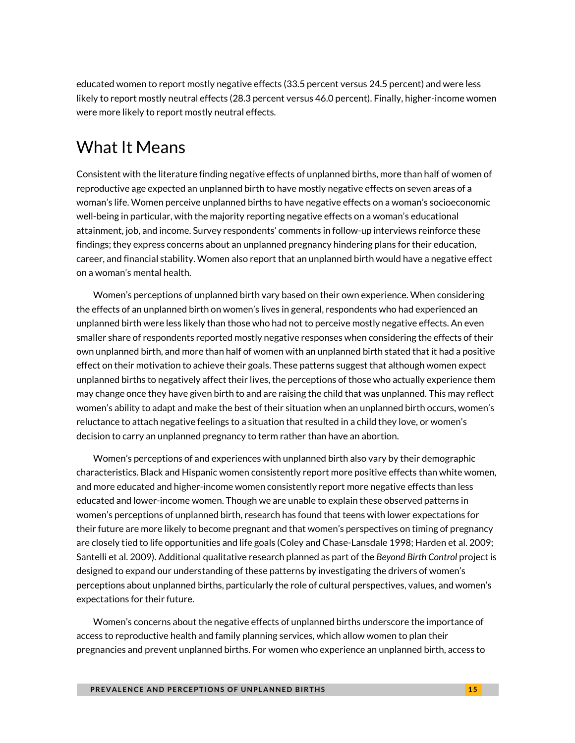educated women to report mostly negative effects (33.5 percent versus 24.5 percent) and were less likely to report mostly neutral effects (28.3 percent versus 46.0 percent). Finally, higher-income women were more likely to report mostly neutral effects.

## What It Means

Consistent with the literature finding negative effects of unplanned births, more than half of women of reproductive age expected an unplanned birth to have mostly negative effects on seven areas of a woman's life. Women perceive unplanned births to have negative effects on a woman's socioeconomic well-being in particular, with the majority reporting negative effects on a woman's educational attainment, job, and income. Survey respondents' comments in follow-up interviews reinforce these findings; they express concerns about an unplanned pregnancy hindering plans for their education, career, and financial stability. Women also report that an unplanned birth would have a negative effect on a woman's mental health.

Women's perceptions of unplanned birth vary based on their own experience. When considering the effects of an unplanned birth on women's lives in general, respondents who had experienced an unplanned birth were less likely than those who had not to perceive mostly negative effects. An even smaller share of respondents reported mostly negative responses when considering the effects of their own unplanned birth, and more than half of women with an unplanned birth stated that it had a positive effect on their motivation to achieve their goals. These patterns suggest that although women expect unplanned births to negatively affect their lives, the perceptions of those who actually experience them may change once they have given birth to and are raising the child that was unplanned. This may reflect women's ability to adapt and make the best of their situation when an unplanned birth occurs, women's reluctance to attach negative feelings to a situation that resulted in a child they love, or women's decision to carry an unplanned pregnancy to term rather than have an abortion.

Women's perceptions of and experiences with unplanned birth also vary by their demographic characteristics. Black and Hispanic women consistently report more positive effects than white women, and more educated and higher-income women consistently report more negative effects than less educated and lower-income women. Though we are unable to explain these observed patterns in women's perceptions of unplanned birth, research has found that teens with lower expectations for their future are more likely to become pregnant and that women's perspectives on timing of pregnancy are closely tied to life opportunities and life goals (Coley and Chase-Lansdale 1998; Harden et al. 2009; Santelli et al. 2009). Additional qualitative research planned as part of the *Beyond Birth Control* project is designed to expand our understanding of these patterns by investigating the drivers of women's perceptions about unplanned births, particularly the role of cultural perspectives, values, and women's expectations for their future.

Women's concerns about the negative effects of unplanned births underscore the importance of access to reproductive health and family planning services, which allow women to plan their pregnancies and prevent unplanned births. For women who experience an unplanned birth, access to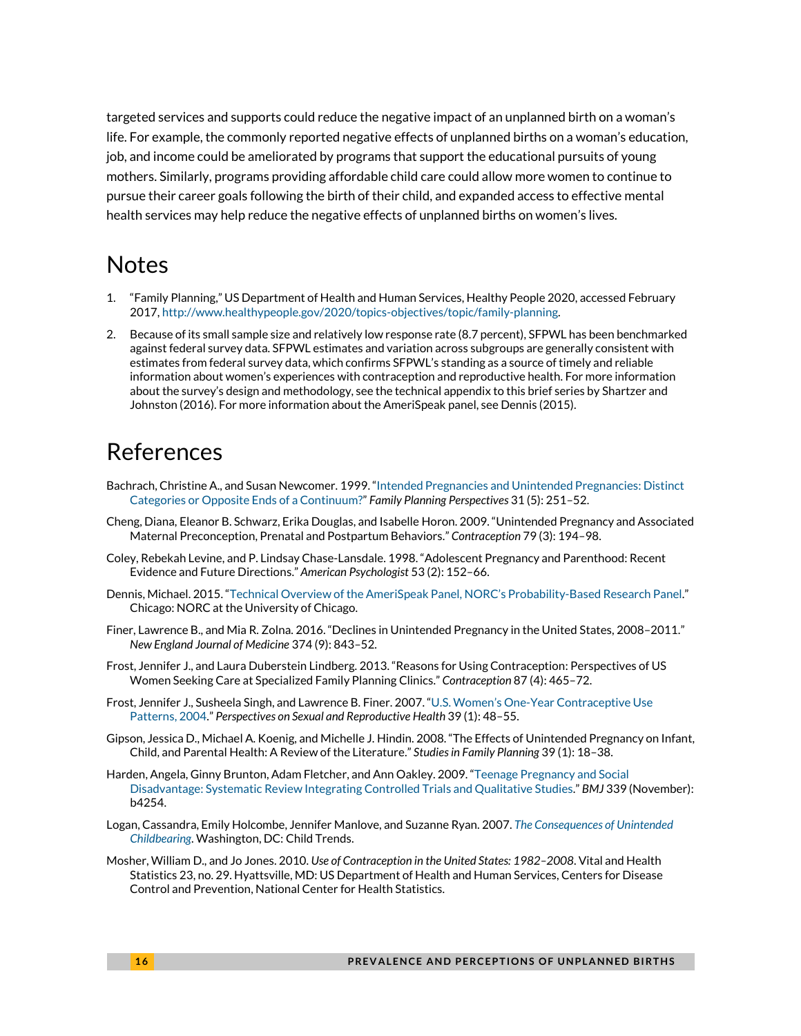targeted services and supports could reduce the negative impact of an unplanned birth on a woman's life. For example, the commonly reported negative effects of unplanned births on a woman's education, job, and income could be ameliorated by programs that support the educational pursuits of young mothers. Similarly, programs providing affordable child care could allow more women to continue to pursue their career goals following the birth of their child, and expanded access to effective mental health services may help reduce the negative effects of unplanned births on women's lives.

# Notes

1. "Family Planning," US Department of Health and Human Services, Healthy People 2020, accessed February 2017, http://www.healthypeople.gov/2020/topics-objectives/topic/family-planning.
2. Because of its small sample size and relatively low response rate (8.7 percent), SFPWL has been benchmarked against federal survey data. SFPWL estimates and variation across subgroups are generally consistent with estimates from federal survey data, which confirms SFPWL's standing as a source of timely and reliable information about women's experiences with contraception and reproductive health. For more information about the survey's design and methodology, see the technical appendix to this brief series by Shartzer and Johnston (2016). For more information about the AmeriSpeak panel, see Dennis (2015).

# References

Bachrach, Christine A., and Susan Newcomer. 1999. "Intended Pregnancies and Unintended Pregnancies: Distinct Categories or Opposite Ends of a Continuum?" *Family Planning Perspectives* 31 (5): 251–52.

Cheng, Diana, Eleanor B. Schwarz, Erika Douglas, and Isabelle Horon. 2009. "Unintended Pregnancy and Associated Maternal Preconception, Prenatal and Postpartum Behaviors." *Contraception* 79 (3): 194–98.

Coley, Rebekah Levine, and P. Lindsay Chase-Lansdale. 1998. "Adolescent Pregnancy and Parenthood: Recent Evidence and Future Directions." *American Psychologist* 53 (2): 152–66.

Dennis, Michael. 2015. "Technical Overview of the AmeriSpeak Panel, NORC's Probability-Based Research Panel." Chicago: NORC at the University of Chicago.

Finer, Lawrence B., and Mia R. Zolna. 2016. "Declines in Unintended Pregnancy in the United States, 2008–2011." *New England Journal of Medicine* 374 (9): 843–52.

Frost, Jennifer J., and Laura Duberstein Lindberg. 2013. "Reasons for Using Contraception: Perspectives of US Women Seeking Care at Specialized Family Planning Clinics." *Contraception* 87 (4): 465–72.

Frost, Jennifer J., Susheela Singh, and Lawrence B. Finer. 2007. "U.S. Women's One-Year Contraceptive Use Patterns, 2004." *Perspectives on Sexual and Reproductive Health* 39 (1): 48–55.

Gipson, Jessica D., Michael A. Koenig, and Michelle J. Hindin. 2008. "The Effects of Unintended Pregnancy on Infant, Child, and Parental Health: A Review of the Literature." *Studies in Family Planning* 39 (1): 18–38.

Harden, Angela, Ginny Brunton, Adam Fletcher, and Ann Oakley. 2009. "Teenage Pregnancy and Social Disadvantage: Systematic Review Integrating Controlled Trials and Qualitative Studies." *BMJ* 339 (November): b4254.

Logan, Cassandra, Emily Holcombe, Jennifer Manlove, and Suzanne Ryan. 2007. *The Consequences of Unintended Childbearing*. Washington, DC: Child Trends.

Mosher, William D., and Jo Jones. 2010. *Use of Contraception in the United States: 1982–2008*. Vital and Health Statistics 23, no. 29. Hyattsville, MD: US Department of Health and Human Services, Centers for Disease Control and Prevention, National Center for Health Statistics.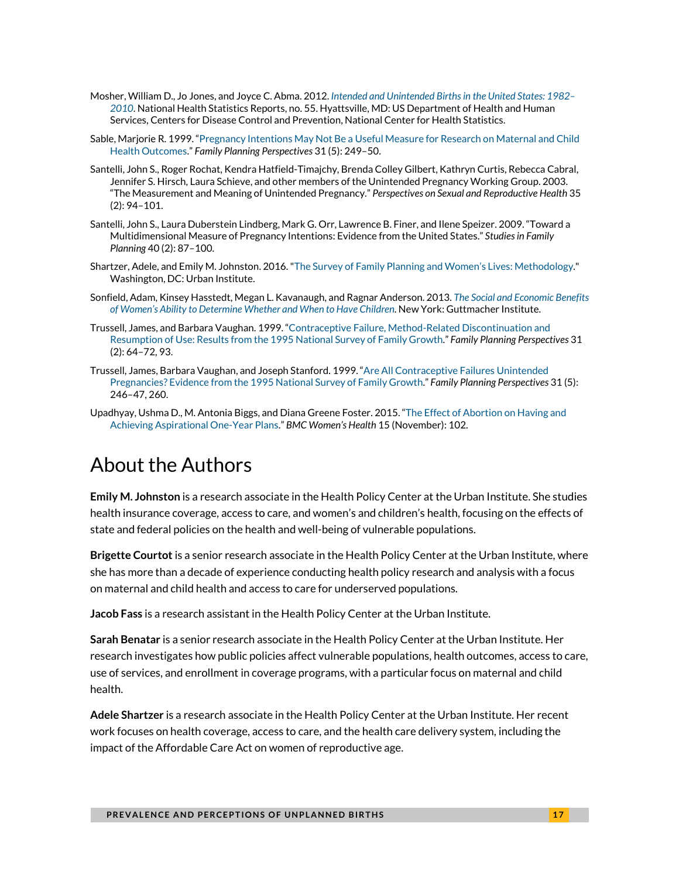Mosher, William D., Jo Jones, and Joyce C. Abma. 2012. *Intended and Unintended Births in the United States: 1982–2010*. National Health Statistics Reports, no. 55. Hyattsville, MD: US Department of Health and Human Services, Centers for Disease Control and Prevention, National Center for Health Statistics.

Sable, Marjorie R. 1999. "Pregnancy Intentions May Not Be a Useful Measure for Research on Maternal and Child Health Outcomes." *Family Planning Perspectives* 31 (5): 249–50.

Santelli, John S., Roger Rochat, Kendra Hatfield-Timajchy, Brenda Colley Gilbert, Kathryn Curtis, Rebecca Cabral, Jennifer S. Hirsch, Laura Schieve, and other members of the Unintended Pregnancy Working Group. 2003. "The Measurement and Meaning of Unintended Pregnancy." *Perspectives on Sexual and Reproductive Health* 35 (2): 94–101.

Santelli, John S., Laura Duberstein Lindberg, Mark G. Orr, Lawrence B. Finer, and Ilene Speizer. 2009. "Toward a Multidimensional Measure of Pregnancy Intentions: Evidence from the United States." *Studies in Family Planning* 40 (2): 87–100.

Shartzer, Adele, and Emily M. Johnston. 2016. "The Survey of Family Planning and Women's Lives: Methodology." Washington, DC: Urban Institute.

Sonfield, Adam, Kinsey Hasstedt, Megan L. Kavanaugh, and Ragnar Anderson. 2013. *The Social and Economic Benefits of Women's Ability to Determine Whether and When to Have Children*. New York: Guttmacher Institute.

Trussell, James, and Barbara Vaughan. 1999. "Contraceptive Failure, Method-Related Discontinuation and Resumption of Use: Results from the 1995 National Survey of Family Growth." *Family Planning Perspectives* 31 (2): 64–72, 93.

Trussell, James, Barbara Vaughan, and Joseph Stanford. 1999. "Are All Contraceptive Failures Unintended Pregnancies? Evidence from the 1995 National Survey of Family Growth." *Family Planning Perspectives* 31 (5): 246–47, 260.

Upadhyay, Ushma D., M. Antonia Biggs, and Diana Greene Foster. 2015. "The Effect of Abortion on Having and Achieving Aspirational One-Year Plans." *BMC Women's Health* 15 (November): 102.

# About the Authors

**Emily M. Johnston** is a research associate in the Health Policy Center at the Urban Institute. She studies health insurance coverage, access to care, and women's and children's health, focusing on the effects of state and federal policies on the health and well-being of vulnerable populations.

**Brigette Courtot** is a senior research associate in the Health Policy Center at the Urban Institute, where she has more than a decade of experience conducting health policy research and analysis with a focus on maternal and child health and access to care for underserved populations.

**Jacob Fass** is a research assistant in the Health Policy Center at the Urban Institute.

**Sarah Benatar** is a senior research associate in the Health Policy Center at the Urban Institute. Her research investigates how public policies affect vulnerable populations, health outcomes, access to care, use of services, and enrollment in coverage programs, with a particular focus on maternal and child health.

**Adele Shartzer** is a research associate in the Health Policy Center at the Urban Institute. Her recent work focuses on health coverage, access to care, and the health care delivery system, including the impact of the Affordable Care Act on women of reproductive age.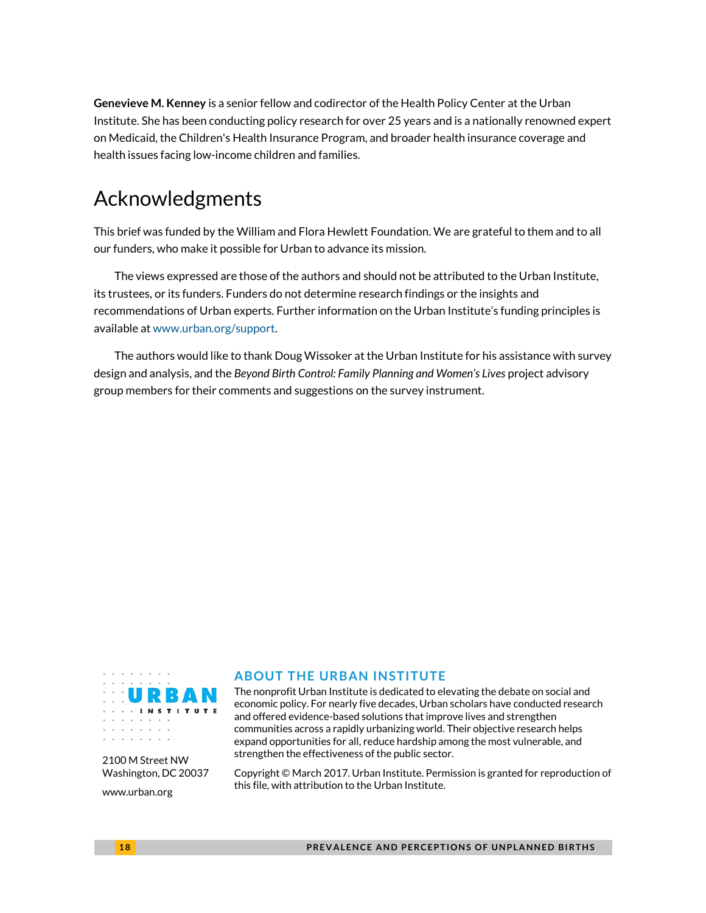**Genevieve M. Kenney** is a senior fellow and codirector of the Health Policy Center at the Urban Institute. She has been conducting policy research for over 25 years and is a nationally renowned expert on Medicaid, the Children's Health Insurance Program, and broader health insurance coverage and health issues facing low-income children and families.

# Acknowledgments

This brief was funded by the William and Flora Hewlett Foundation. We are grateful to them and to all our funders, who make it possible for Urban to advance its mission.

The views expressed are those of the authors and should not be attributed to the Urban Institute, its trustees, or its funders. Funders do not determine research findings or the insights and recommendations of Urban experts. Further information on the Urban Institute's funding principles is available at www.urban.org/support.

The authors would like to thank Doug Wissoker at the Urban Institute for his assistance with survey design and analysis, and the *Beyond Birth Control: Family Planning and Women's Lives* project advisory group members for their comments and suggestions on the survey instrument.

URBAN INSTITUTE

2100 M Street NW
Washington, DC 20037

www.urban.org

## ABOUT THE URBAN INSTITUTE

The nonprofit Urban Institute is dedicated to elevating the debate on social and economic policy. For nearly five decades, Urban scholars have conducted research and offered evidence-based solutions that improve lives and strengthen communities across a rapidly urbanizing world. Their objective research helps expand opportunities for all, reduce hardship among the most vulnerable, and strengthen the effectiveness of the public sector.

Copyright © March 2017. Urban Institute. Permission is granted for reproduction of this file, with attribution to the Urban Institute.